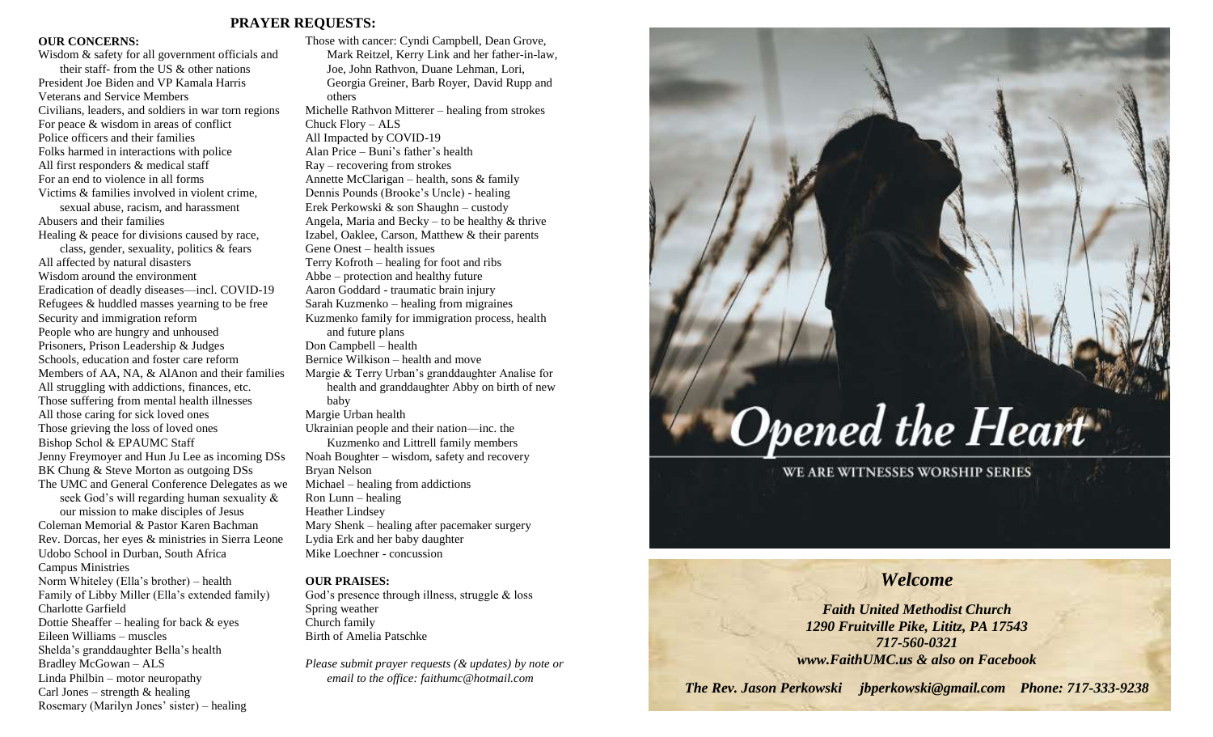## PRAYER REQUESTS:

**OUR CONCERNS:**

Wisdom & safety for all government officials and their staff- from the US & other nations
President Joe Biden and VP Kamala Harris
Veterans and Service Members
Civilians, leaders, and soldiers in war torn regions
For peace & wisdom in areas of conflict
Police officers and their families
Folks harmed in interactions with police
All first responders & medical staff
For an end to violence in all forms
Victims & families involved in violent crime, sexual abuse, racism, and harassment
Abusers and their families
Healing & peace for divisions caused by race, class, gender, sexuality, politics & fears
All affected by natural disasters
Wisdom around the environment
Eradication of deadly diseases—incl. COVID-19
Refugees & huddled masses yearning to be free
Security and immigration reform
People who are hungry and unhoused
Prisoners, Prison Leadership & Judges
Schools, education and foster care reform
Members of AA, NA, & AlAnon and their families
All struggling with addictions, finances, etc.
Those suffering from mental health illnesses
All those caring for sick loved ones
Those grieving the loss of loved ones
Bishop Schol & EPAUMC Staff
Jenny Freymoyer and Hun Ju Lee as incoming DSs
BK Chung & Steve Morton as outgoing DSs
The UMC and General Conference Delegates as we seek God's will regarding human sexuality & our mission to make disciples of Jesus
Coleman Memorial & Pastor Karen Bachman
Rev. Dorcas, her eyes & ministries in Sierra Leone
Udobo School in Durban, South Africa
Campus Ministries
Norm Whiteley (Ella's brother) – health
Family of Libby Miller (Ella's extended family)
Charlotte Garfield
Dottie Sheaffer – healing for back & eyes
Eileen Williams – muscles
Shelda's granddaughter Bella's health
Bradley McGowan – ALS
Linda Philbin – motor neuropathy
Carl Jones – strength & healing
Rosemary (Marilyn Jones' sister) – healing
Those with cancer: Cyndi Campbell, Dean Grove, Mark Reitzel, Kerry Link and her father-in-law, Joe, John Rathvon, Duane Lehman, Lori, Georgia Greiner, Barb Royer, David Rupp and others
Michelle Rathvon Mitterer – healing from strokes
Chuck Flory – ALS
All Impacted by COVID-19
Alan Price – Buni's father's health
Ray – recovering from strokes
Annette McClarigan – health, sons & family
Dennis Pounds (Brooke's Uncle) - healing
Erek Perkowski & son Shaughn – custody
Angela, Maria and Becky – to be healthy & thrive
Izabel, Oaklee, Carson, Matthew & their parents
Gene Onest – health issues
Terry Kofroth – healing for foot and ribs
Abbe – protection and healthy future
Aaron Goddard - traumatic brain injury
Sarah Kuzmenko – healing from migraines
Kuzmenko family for immigration process, health and future plans
Don Campbell – health
Bernice Wilkison – health and move
Margie & Terry Urban's granddaughter Analise for health and granddaughter Abby on birth of new baby
Margie Urban health
Ukrainian people and their nation—inc. the Kuzmenko and Littrell family members
Noah Boughter – wisdom, safety and recovery
Bryan Nelson
Michael – healing from addictions
Ron Lunn – healing
Heather Lindsey
Mary Shenk – healing after pacemaker surgery
Lydia Erk and her baby daughter
Mike Loechner - concussion

**OUR PRAISES:**

God's presence through illness, struggle & loss
Spring weather
Church family
Birth of Amelia Patschke

*Please submit prayer requests (& updates) by note or email to the office: faithumc@hotmail.com*

# Opened the Heart

WE ARE WITNESSES WORSHIP SERIES

## *Welcome*

***Faith United Methodist Church***
***1290 Fruitville Pike, Lititz, PA 17543***
***717-560-0321***
***www.FaithUMC.us & also on Facebook***

***The Rev. Jason Perkowski jbperkowski@gmail.com Phone: 717-333-9238***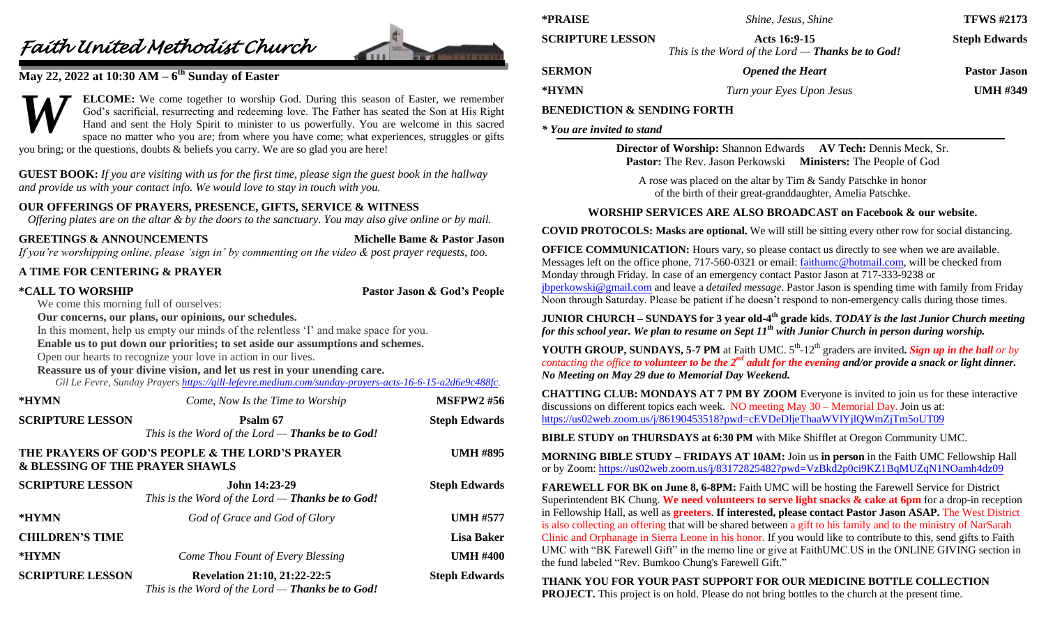# Faith United Methodist Church

## May 22, 2022 at 10:30 AM – 6th Sunday of Easter

**WELCOME:** We come together to worship God. During this season of Easter, we remember God's sacrificial, resurrecting and redeeming love. The Father has seated the Son at His Right Hand and sent the Holy Spirit to minister to us powerfully. You are welcome in this sacred space no matter who you are; from where you have come; what experiences, struggles or gifts you bring; or the questions, doubts & beliefs you carry. We are so glad you are here!

**GUEST BOOK:** *If you are visiting with us for the first time, please sign the guest book in the hallway and provide us with your contact info. We would love to stay in touch with you.*

**OUR OFFERINGS OF PRAYERS, PRESENCE, GIFTS, SERVICE & WITNESS**
*Offering plates are on the altar & by the doors to the sanctuary. You may also give online or by mail.*

**GREETINGS & ANNOUNCEMENTS** — **Michelle Bame & Pastor Jason**
*If you're worshipping online, please 'sign in' by commenting on the video & post prayer requests, too.*

**A TIME FOR CENTERING & PRAYER**

**\*CALL TO WORSHIP** — **Pastor Jason & God's People**

We come this morning full of ourselves:
**Our concerns, our plans, our opinions, our schedules.**
In this moment, help us empty our minds of the relentless 'I' and make space for you.
**Enable us to put down our priorities; to set aside our assumptions and schemes.**
Open our hearts to recognize your love in action in our lives.
**Reassure us of your divine vision, and let us rest in your unending care.**
*Gil Le Fevre, Sunday Prayers https://gill-lefevre.medium.com/sunday-prayers-acts-16-6-15-a2d6e9c488fc.*

| | | |
|---|---|---|
| **\*HYMN** | *Come, Now Is the Time to Worship* | **MSFPW2 #56** |
| **SCRIPTURE LESSON** | **Psalm 67** *This is the Word of the Lord — **Thanks be to God!*** | **Steph Edwards** |
| **THE PRAYERS OF GOD'S PEOPLE & THE LORD'S PRAYER & BLESSING OF THE PRAYER SHAWLS** | | **UMH #895** |
| **SCRIPTURE LESSON** | **John 14:23-29** *This is the Word of the Lord — **Thanks be to God!*** | **Steph Edwards** |
| **\*HYMN** | *God of Grace and God of Glory* | **UMH #577** |
| **CHILDREN'S TIME** | | **Lisa Baker** |
| **\*HYMN** | *Come Thou Fount of Every Blessing* | **UMH #400** |
| **SCRIPTURE LESSON** | **Revelation 21:10, 21:22-22:5** *This is the Word of the Lord — **Thanks be to God!*** | **Steph Edwards** |
| **\*PRAISE** | *Shine, Jesus, Shine* | **TFWS #2173** |
| **SCRIPTURE LESSON** | **Acts 16:9-15** *This is the Word of the Lord — **Thanks be to God!*** | **Steph Edwards** |
| **SERMON** | ***Opened the Heart*** | **Pastor Jason** |
| **\*HYMN** | *Turn your Eyes Upon Jesus* | **UMH #349** |

**BENEDICTION & SENDING FORTH**

*\* You are invited to stand*

**Director of Worship:** Shannon Edwards **AV Tech:** Dennis Meck, Sr.
**Pastor:** The Rev. Jason Perkowski **Ministers:** The People of God

A rose was placed on the altar by Tim & Sandy Patschke in honor of the birth of their great-granddaughter, Amelia Patschke.

**WORSHIP SERVICES ARE ALSO BROADCAST on Facebook & our website.**

**COVID PROTOCOLS: Masks are optional.** We will still be sitting every other row for social distancing.

**OFFICE COMMUNICATION:** Hours vary, so please contact us directly to see when we are available. Messages left on the office phone, 717-560-0321 or email: faithumc@hotmail.com, will be checked from Monday through Friday. In case of an emergency contact Pastor Jason at 717-333-9238 or jbperkowski@gmail.com and leave a *detailed message*. Pastor Jason is spending time with family from Friday Noon through Saturday. Please be patient if he doesn't respond to non-emergency calls during those times.

**JUNIOR CHURCH – SUNDAYS for 3 year old-4th grade kids.** ***TODAY is the last Junior Church meeting for this school year. We plan to resume on Sept 11th with Junior Church in person during worship.***

**YOUTH GROUP, SUNDAYS, 5-7 PM** at Faith UMC. 5th-12th graders are invited**.** ***Sign up in the hall** or by contacting the office **to volunteer to be the 2nd adult for the evening** and/or provide a snack or light dinner. No Meeting on May 29 due to Memorial Day Weekend.*

**CHATTING CLUB: MONDAYS AT 7 PM BY ZOOM** Everyone is invited to join us for these interactive discussions on different topics each week. NO meeting May 30 – Memorial Day. Join us at: https://us02web.zoom.us/j/86190453518?pwd=cEVDeDljeThaaWVlYjlQWmZjTm5oUT09

**BIBLE STUDY on THURSDAYS at 6:30 PM** with Mike Shifflet at Oregon Community UMC.

**MORNING BIBLE STUDY – FRIDAYS AT 10AM:** Join us **in person** in the Faith UMC Fellowship Hall or by Zoom: https://us02web.zoom.us/j/83172825482?pwd=VzBkd2p0ci9KZ1BqMUZqN1NOamh4dz09

**FAREWELL FOR BK on June 8, 6-8PM:** Faith UMC will be hosting the Farewell Service for District Superintendent BK Chung. **We need volunteers to serve light snacks & cake at 6pm** for a drop-in reception in Fellowship Hall, as well as **greeters**. **If interested, please contact Pastor Jason ASAP.** The West District is also collecting an offering that will be shared between a gift to his family and to the ministry of NarSarah Clinic and Orphanage in Sierra Leone in his honor. If you would like to contribute to this, send gifts to Faith UMC with "BK Farewell Gift" in the memo line or give at FaithUMC.US in the ONLINE GIVING section in the fund labeled "Rev. Bumkoo Chung's Farewell Gift."

**THANK YOU FOR YOUR PAST SUPPORT FOR OUR MEDICINE BOTTLE COLLECTION PROJECT.** This project is on hold. Please do not bring bottles to the church at the present time.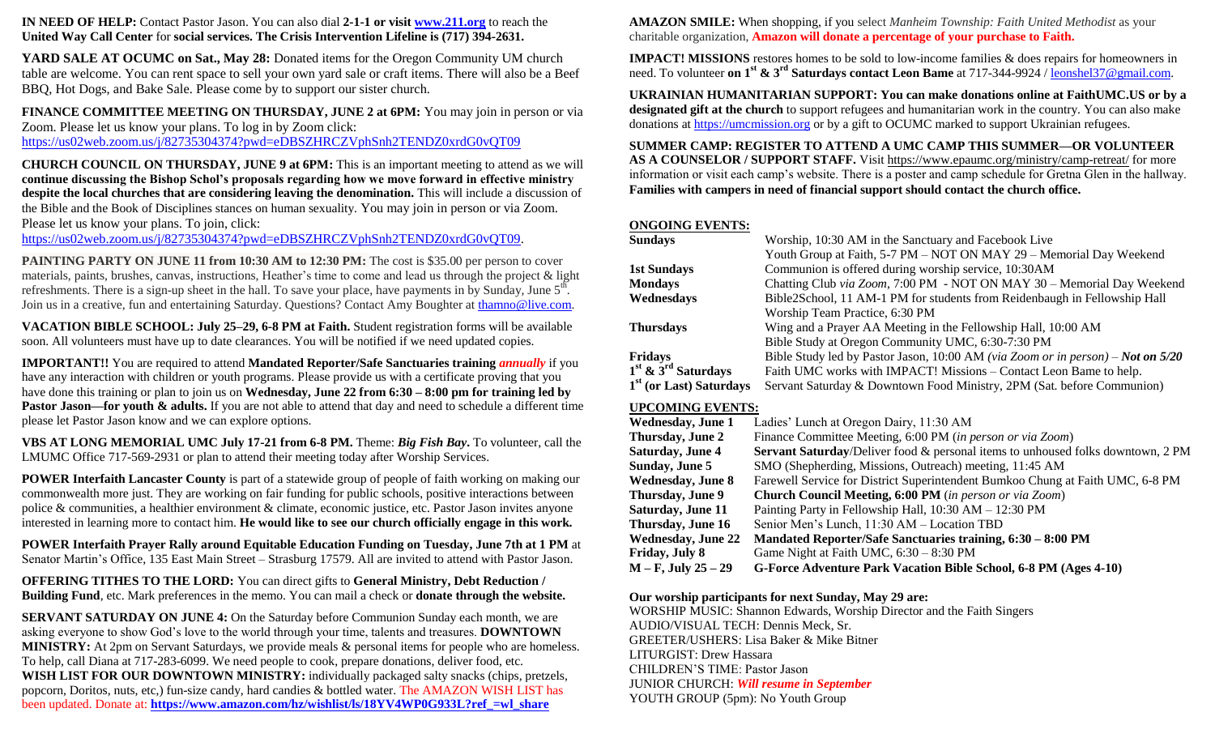**IN NEED OF HELP:** Contact Pastor Jason. You can also dial **2-1-1 or visit www.211.org** to reach the **United Way Call Center** for **social services. The Crisis Intervention Lifeline is (717) 394-2631.**

**YARD SALE AT OCUMC on Sat., May 28:** Donated items for the Oregon Community UM church table are welcome. You can rent space to sell your own yard sale or craft items. There will also be a Beef BBQ, Hot Dogs, and Bake Sale. Please come by to support our sister church.

**FINANCE COMMITTEE MEETING ON THURSDAY, JUNE 2 at 6PM:** You may join in person or via Zoom. Please let us know your plans. To log in by Zoom click: https://us02web.zoom.us/j/82735304374?pwd=eDBSZHRCZVphSnh2TENDZ0xrdG0vQT09

**CHURCH COUNCIL ON THURSDAY, JUNE 9 at 6PM:** This is an important meeting to attend as we will **continue discussing the Bishop Schol's proposals regarding how we move forward in effective ministry despite the local churches that are considering leaving the denomination.** This will include a discussion of the Bible and the Book of Disciplines stances on human sexuality. You may join in person or via Zoom. Please let us know your plans. To join, click: https://us02web.zoom.us/j/82735304374?pwd=eDBSZHRCZVphSnh2TENDZ0xrdG0vQT09.

**PAINTING PARTY ON JUNE 11 from 10:30 AM to 12:30 PM:** The cost is $35.00 per person to cover materials, paints, brushes, canvas, instructions, Heather's time to come and lead us through the project & light refreshments. There is a sign-up sheet in the hall. To save your place, have payments in by Sunday, June 5th. Join us in a creative, fun and entertaining Saturday. Questions? Contact Amy Boughter at thamno@live.com.

**VACATION BIBLE SCHOOL: July 25–29, 6-8 PM at Faith.** Student registration forms will be available soon. All volunteers must have up to date clearances. You will be notified if we need updated copies.

**IMPORTANT!!** You are required to attend **Mandated Reporter/Safe Sanctuaries training** ***annually*** if you have any interaction with children or youth programs. Please provide us with a certificate proving that you have done this training or plan to join us on **Wednesday, June 22 from 6:30 – 8:00 pm for training led by Pastor Jason—for youth & adults.** If you are not able to attend that day and need to schedule a different time please let Pastor Jason know and we can explore options.

**VBS AT LONG MEMORIAL UMC July 17-21 from 6-8 PM.** Theme: ***Big Fish Bay***. To volunteer, call the LMUMC Office 717-569-2931 or plan to attend their meeting today after Worship Services.

**POWER Interfaith Lancaster County** is part of a statewide group of people of faith working on making our commonwealth more just. They are working on fair funding for public schools, positive interactions between police & communities, a healthier environment & climate, economic justice, etc. Pastor Jason invites anyone interested in learning more to contact him. **He would like to see our church officially engage in this work.**

**POWER Interfaith Prayer Rally around Equitable Education Funding on Tuesday, June 7th at 1 PM** at Senator Martin's Office, 135 East Main Street – Strasburg 17579. All are invited to attend with Pastor Jason.

**OFFERING TITHES TO THE LORD:** You can direct gifts to **General Ministry, Debt Reduction / Building Fund**, etc. Mark preferences in the memo. You can mail a check or **donate through the website.**

**SERVANT SATURDAY ON JUNE 4:** On the Saturday before Communion Sunday each month, we are asking everyone to show God's love to the world through your time, talents and treasures. **DOWNTOWN MINISTRY:** At 2pm on Servant Saturdays, we provide meals & personal items for people who are homeless. To help, call Diana at 717-283-6099. We need people to cook, prepare donations, deliver food, etc.
**WISH LIST FOR OUR DOWNTOWN MINISTRY:** individually packaged salty snacks (chips, pretzels, popcorn, Doritos, nuts, etc,) fun-size candy, hard candies & bottled water. The AMAZON WISH LIST has been updated. Donate at: **https://www.amazon.com/hz/wishlist/ls/18YV4WP0G933L?ref_=wl_share**

**AMAZON SMILE:** When shopping, if you select *Manheim Township: Faith United Methodist* as your charitable organization, **Amazon will donate a percentage of your purchase to Faith.**

**IMPACT! MISSIONS** restores homes to be sold to low-income families & does repairs for homeowners in need. To volunteer **on 1st & 3rd Saturdays contact Leon Bame** at 717-344-9924 / leonshel37@gmail.com.

**UKRAINIAN HUMANITARIAN SUPPORT: You can make donations online at FaithUMC.US or by a designated gift at the church** to support refugees and humanitarian work in the country. You can also make donations at https://umcmission.org or by a gift to OCUMC marked to support Ukrainian refugees.

**SUMMER CAMP: REGISTER TO ATTEND A UMC CAMP THIS SUMMER—OR VOLUNTEER AS A COUNSELOR / SUPPORT STAFF.** Visit https://www.epaumc.org/ministry/camp-retreat/ for more information or visit each camp's website. There is a poster and camp schedule for Gretna Glen in the hallway. **Families with campers in need of financial support should contact the church office.**

## ONGOING EVENTS:

| | |
|---|---|
| **Sundays** | Worship, 10:30 AM in the Sanctuary and Facebook Live |
| | Youth Group at Faith, 5-7 PM – NOT ON MAY 29 – Memorial Day Weekend |
| **1st Sundays** | Communion is offered during worship service, 10:30AM |
| **Mondays** | Chatting Club *via Zoom*, 7:00 PM - NOT ON MAY 30 – Memorial Day Weekend |
| **Wednesdays** | Bible2School, 11 AM-1 PM for students from Reidenbaugh in Fellowship Hall |
| | Worship Team Practice, 6:30 PM |
| **Thursdays** | Wing and a Prayer AA Meeting in the Fellowship Hall, 10:00 AM |
| | Bible Study at Oregon Community UMC, 6:30-7:30 PM |
| **Fridays** | Bible Study led by Pastor Jason, 10:00 AM *(via Zoom or in person)* – ***Not on 5/20*** |
| **1st & 3rd Saturdays** | Faith UMC works with IMPACT! Missions – Contact Leon Bame to help. |
| **1st (or Last) Saturdays** | Servant Saturday & Downtown Food Ministry, 2PM (Sat. before Communion) |

## UPCOMING EVENTS:

| | |
|---|---|
| **Wednesday, June 1** | Ladies' Lunch at Oregon Dairy, 11:30 AM |
| **Thursday, June 2** | Finance Committee Meeting, 6:00 PM (*in person or via Zoom*) |
| **Saturday, June 4** | **Servant Saturday**/Deliver food & personal items to unhoused folks downtown, 2 PM |
| **Sunday, June 5** | SMO (Shepherding, Missions, Outreach) meeting, 11:45 AM |
| **Wednesday, June 8** | Farewell Service for District Superintendent Bumkoo Chung at Faith UMC, 6-8 PM |
| **Thursday, June 9** | **Church Council Meeting, 6:00 PM** (*in person or via Zoom*) |
| **Saturday, June 11** | Painting Party in Fellowship Hall, 10:30 AM – 12:30 PM |
| **Thursday, June 16** | Senior Men's Lunch, 11:30 AM – Location TBD |
| **Wednesday, June 22** | **Mandated Reporter/Safe Sanctuaries training, 6:30 – 8:00 PM** |
| **Friday, July 8** | Game Night at Faith UMC, 6:30 – 8:30 PM |
| **M – F, July 25 – 29** | **G-Force Adventure Park Vacation Bible School, 6-8 PM (Ages 4-10)** |

**Our worship participants for next Sunday, May 29 are:**

WORSHIP MUSIC: Shannon Edwards, Worship Director and the Faith Singers
AUDIO/VISUAL TECH: Dennis Meck, Sr.
GREETER/USHERS: Lisa Baker & Mike Bitner
LITURGIST: Drew Hassara
CHILDREN'S TIME: Pastor Jason
JUNIOR CHURCH: ***Will resume in September***
YOUTH GROUP (5pm): No Youth Group